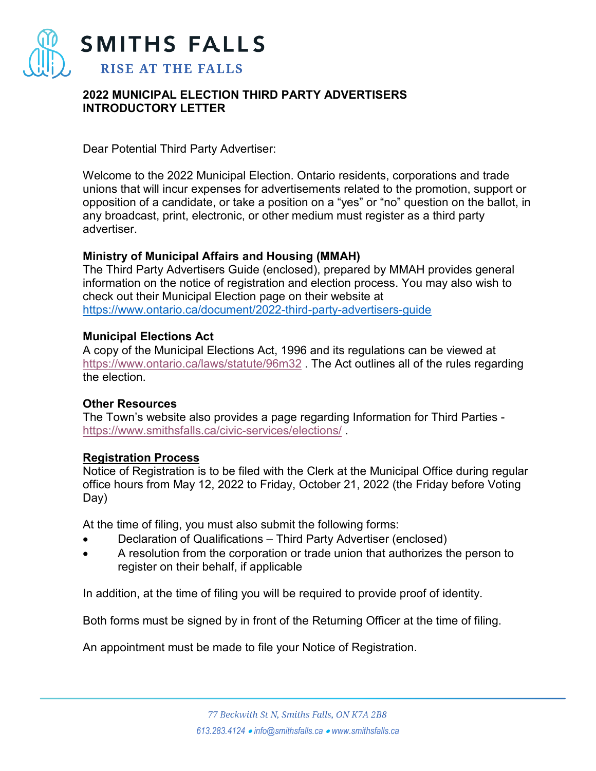SMITHS FALLS

RISE AT THE FALLS

# 2022 MUNICIPAL ELECTION THIRD PARTY ADVERTISERS INTRODUCTORY LETTER

Dear Potential Third Party Advertiser:

Welcome to the 2022 Municipal Election. Ontario residents, corporations and trade unions that will incur expenses for advertisements related to the promotion, support or opposition of a candidate, or take a position on a "yes" or "no" question on the ballot, in any broadcast, print, electronic, or other medium must register as a third party advertiser.

**Ministry of Municipal Affairs and Housing (MMAH)**
The Third Party Advertisers Guide (enclosed), prepared by MMAH provides general information on the notice of registration and election process. You may also wish to check out their Municipal Election page on their website at https://www.ontario.ca/document/2022-third-party-advertisers-guide

**Municipal Elections Act**
A copy of the Municipal Elections Act, 1996 and its regulations can be viewed at https://www.ontario.ca/laws/statute/96m32 . The Act outlines all of the rules regarding the election.

**Other Resources**
The Town's website also provides a page regarding Information for Third Parties - https://www.smithsfalls.ca/civic-services/elections/ .

**Registration Process**
Notice of Registration is to be filed with the Clerk at the Municipal Office during regular office hours from May 12, 2022 to Friday, October 21, 2022 (the Friday before Voting Day)

At the time of filing, you must also submit the following forms:

- Declaration of Qualifications – Third Party Advertiser (enclosed)
- A resolution from the corporation or trade union that authorizes the person to register on their behalf, if applicable

In addition, at the time of filing you will be required to provide proof of identity.

Both forms must be signed by in front of the Returning Officer at the time of filing.

An appointment must be made to file your Notice of Registration.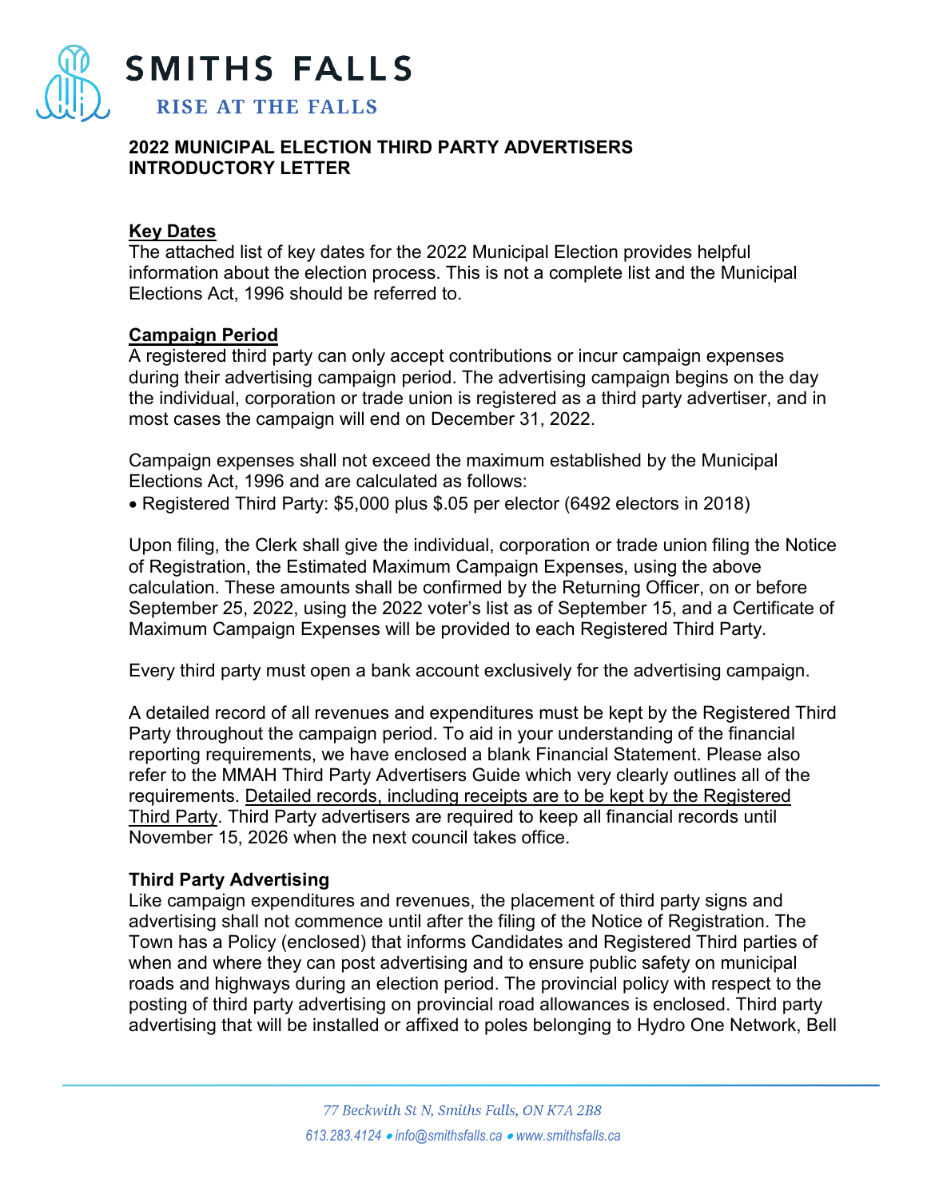## 2022 MUNICIPAL ELECTION THIRD PARTY ADVERTISERS INTRODUCTORY LETTER

**Key Dates**

The attached list of key dates for the 2022 Municipal Election provides helpful information about the election process. This is not a complete list and the Municipal Elections Act, 1996 should be referred to.

**Campaign Period**

A registered third party can only accept contributions or incur campaign expenses during their advertising campaign period. The advertising campaign begins on the day the individual, corporation or trade union is registered as a third party advertiser, and in most cases the campaign will end on December 31, 2022.

Campaign expenses shall not exceed the maximum established by the Municipal Elections Act, 1996 and are calculated as follows:

- Registered Third Party: $5,000 plus $.05 per elector (6492 electors in 2018)

Upon filing, the Clerk shall give the individual, corporation or trade union filing the Notice of Registration, the Estimated Maximum Campaign Expenses, using the above calculation. These amounts shall be confirmed by the Returning Officer, on or before September 25, 2022, using the 2022 voter's list as of September 15, and a Certificate of Maximum Campaign Expenses will be provided to each Registered Third Party.

Every third party must open a bank account exclusively for the advertising campaign.

A detailed record of all revenues and expenditures must be kept by the Registered Third Party throughout the campaign period. To aid in your understanding of the financial reporting requirements, we have enclosed a blank Financial Statement. Please also refer to the MMAH Third Party Advertisers Guide which very clearly outlines all of the requirements. Detailed records, including receipts are to be kept by the Registered Third Party. Third Party advertisers are required to keep all financial records until November 15, 2026 when the next council takes office.

**Third Party Advertising**

Like campaign expenditures and revenues, the placement of third party signs and advertising shall not commence until after the filing of the Notice of Registration. The Town has a Policy (enclosed) that informs Candidates and Registered Third parties of when and where they can post advertising and to ensure public safety on municipal roads and highways during an election period. The provincial policy with respect to the posting of third party advertising on provincial road allowances is enclosed. Third party advertising that will be installed or affixed to poles belonging to Hydro One Network, Bell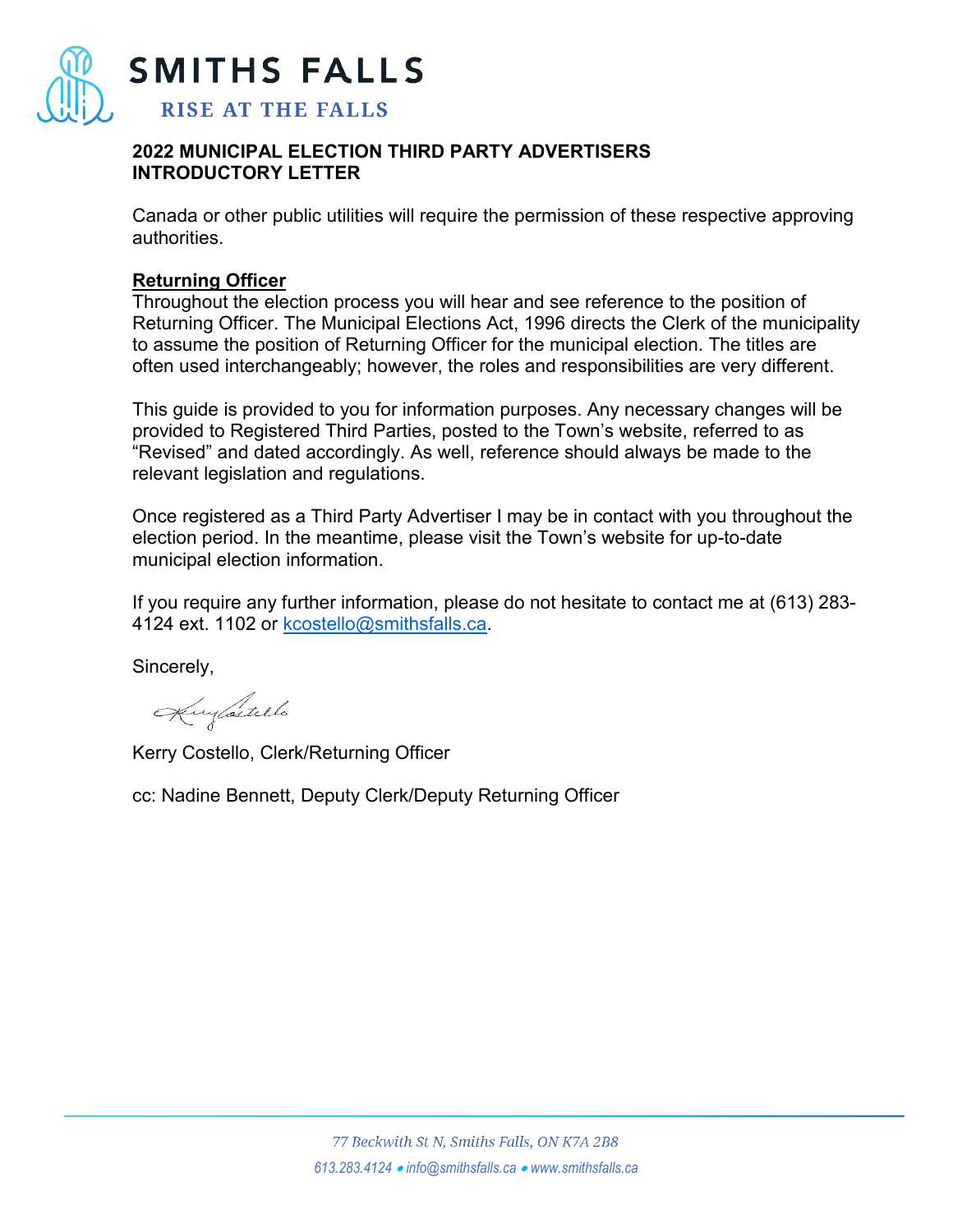**2022 MUNICIPAL ELECTION THIRD PARTY ADVERTISERS INTRODUCTORY LETTER**

Canada or other public utilities will require the permission of these respective approving authorities.

**Returning Officer**

Throughout the election process you will hear and see reference to the position of Returning Officer. The Municipal Elections Act, 1996 directs the Clerk of the municipality to assume the position of Returning Officer for the municipal election. The titles are often used interchangeably; however, the roles and responsibilities are very different.

This guide is provided to you for information purposes. Any necessary changes will be provided to Registered Third Parties, posted to the Town's website, referred to as "Revised" and dated accordingly. As well, reference should always be made to the relevant legislation and regulations.

Once registered as a Third Party Advertiser I may be in contact with you throughout the election period. In the meantime, please visit the Town's website for up-to-date municipal election information.

If you require any further information, please do not hesitate to contact me at (613) 283-4124 ext. 1102 or kcostello@smithsfalls.ca.

Sincerely,

Kerry Costello, Clerk/Returning Officer

cc: Nadine Bennett, Deputy Clerk/Deputy Returning Officer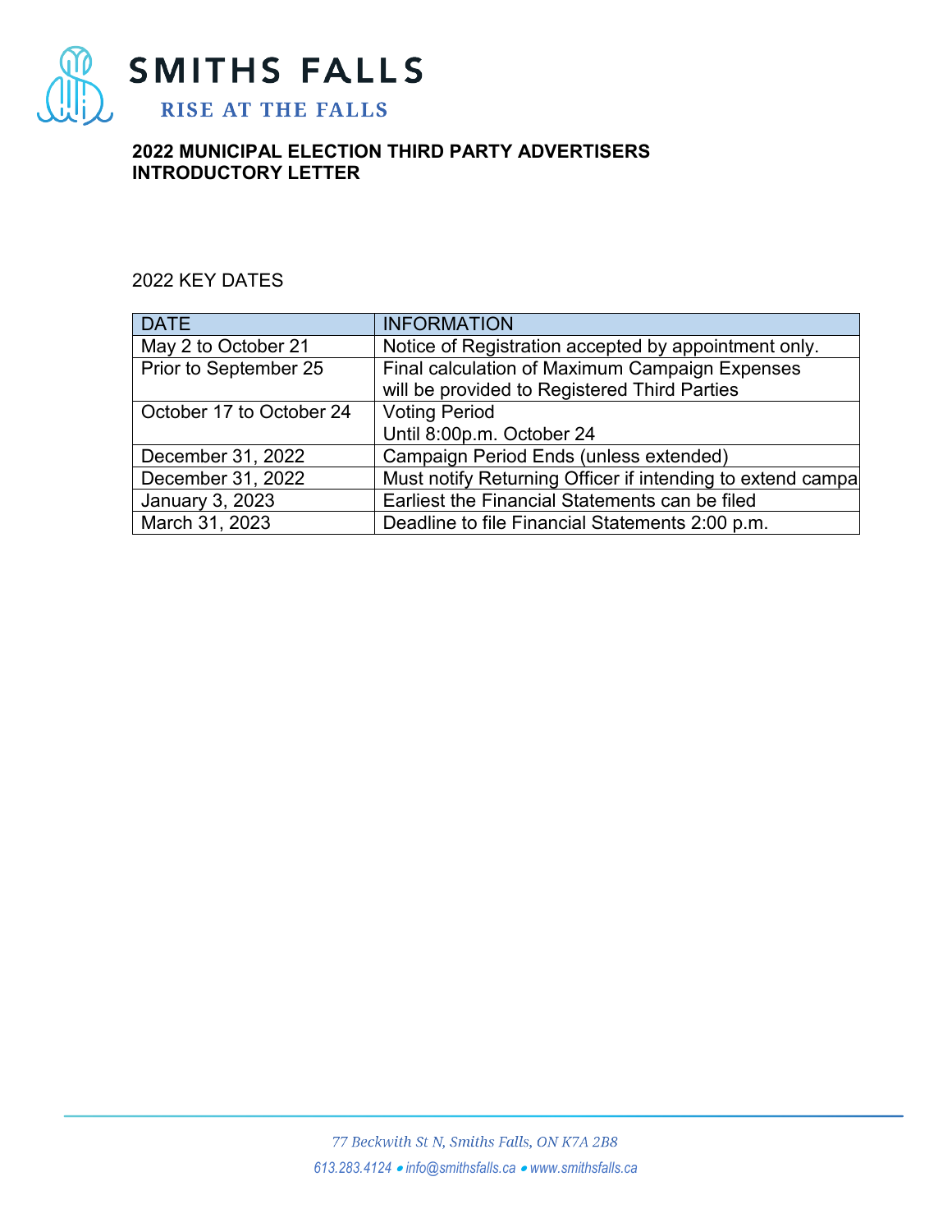# SMITHS FALLS

RISE AT THE FALLS

**2022 MUNICIPAL ELECTION THIRD PARTY ADVERTISERS INTRODUCTORY LETTER**

2022 KEY DATES

| DATE | INFORMATION |
|---|---|
| May 2 to October 21 | Notice of Registration accepted by appointment only. |
| Prior to September 25 | Final calculation of Maximum Campaign Expenses will be provided to Registered Third Parties |
| October 17 to October 24 | Voting Period Until 8:00p.m. October 24 |
| December 31, 2022 | Campaign Period Ends (unless extended) |
| December 31, 2022 | Must notify Returning Officer if intending to extend campa |
| January 3, 2023 | Earliest the Financial Statements can be filed |
| March 31, 2023 | Deadline to file Financial Statements 2:00 p.m. |

*77 Beckwith St N, Smiths Falls, ON K7A 2B8*

*613.283.4124 • info@smithsfalls.ca • www.smithsfalls.ca*